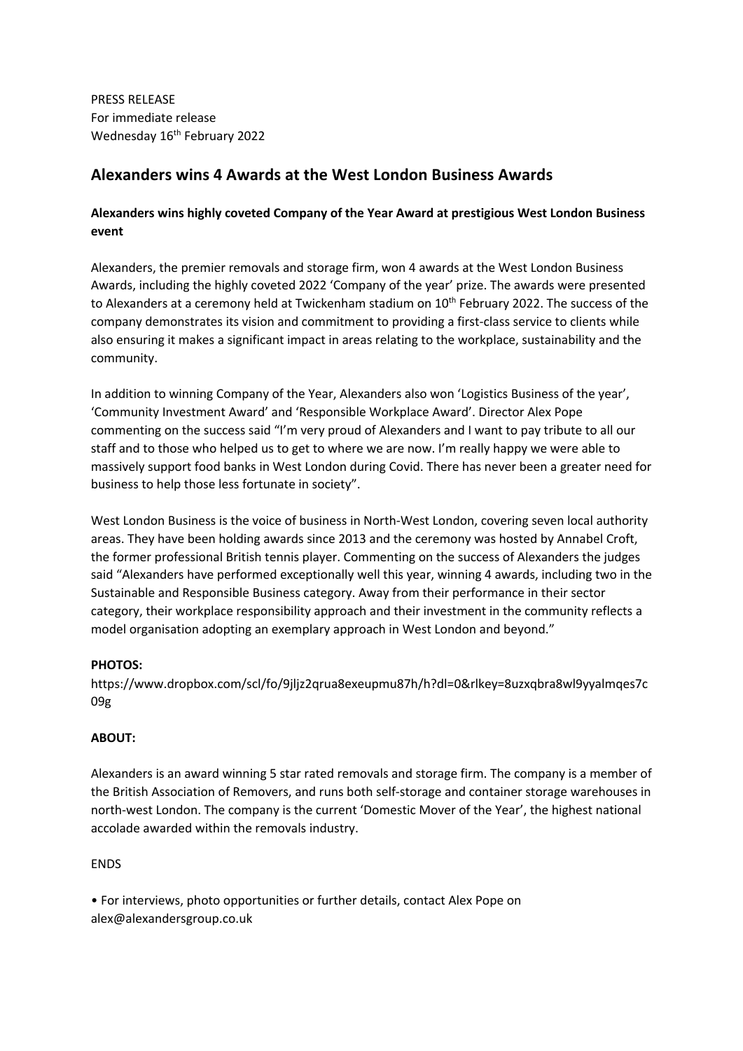PRESS RELEASE
For immediate release
Wednesday 16th February 2022

## Alexanders wins 4 Awards at the West London Business Awards

### Alexanders wins highly coveted Company of the Year Award at prestigious West London Business event

Alexanders, the premier removals and storage firm, won 4 awards at the West London Business Awards, including the highly coveted 2022 'Company of the year' prize. The awards were presented to Alexanders at a ceremony held at Twickenham stadium on 10th February 2022. The success of the company demonstrates its vision and commitment to providing a first-class service to clients while also ensuring it makes a significant impact in areas relating to the workplace, sustainability and the community.

In addition to winning Company of the Year, Alexanders also won 'Logistics Business of the year', 'Community Investment Award' and 'Responsible Workplace Award'. Director Alex Pope commenting on the success said "I'm very proud of Alexanders and I want to pay tribute to all our staff and to those who helped us to get to where we are now. I'm really happy we were able to massively support food banks in West London during Covid. There has never been a greater need for business to help those less fortunate in society".

West London Business is the voice of business in North-West London, covering seven local authority areas. They have been holding awards since 2013 and the ceremony was hosted by Annabel Croft, the former professional British tennis player. Commenting on the success of Alexanders the judges said "Alexanders have performed exceptionally well this year, winning 4 awards, including two in the Sustainable and Responsible Business category. Away from their performance in their sector category, their workplace responsibility approach and their investment in the community reflects a model organisation adopting an exemplary approach in West London and beyond."

**PHOTOS:**
https://www.dropbox.com/scl/fo/9jljz2qrua8exeupmu87h/h?dl=0&rlkey=8uzxqbra8wl9yyalmqes7c09g

**ABOUT:**

Alexanders is an award winning 5 star rated removals and storage firm. The company is a member of the British Association of Removers, and runs both self-storage and container storage warehouses in north-west London. The company is the current 'Domestic Mover of the Year', the highest national accolade awarded within the removals industry.

ENDS

- For interviews, photo opportunities or further details, contact Alex Pope on alex@alexandersgroup.co.uk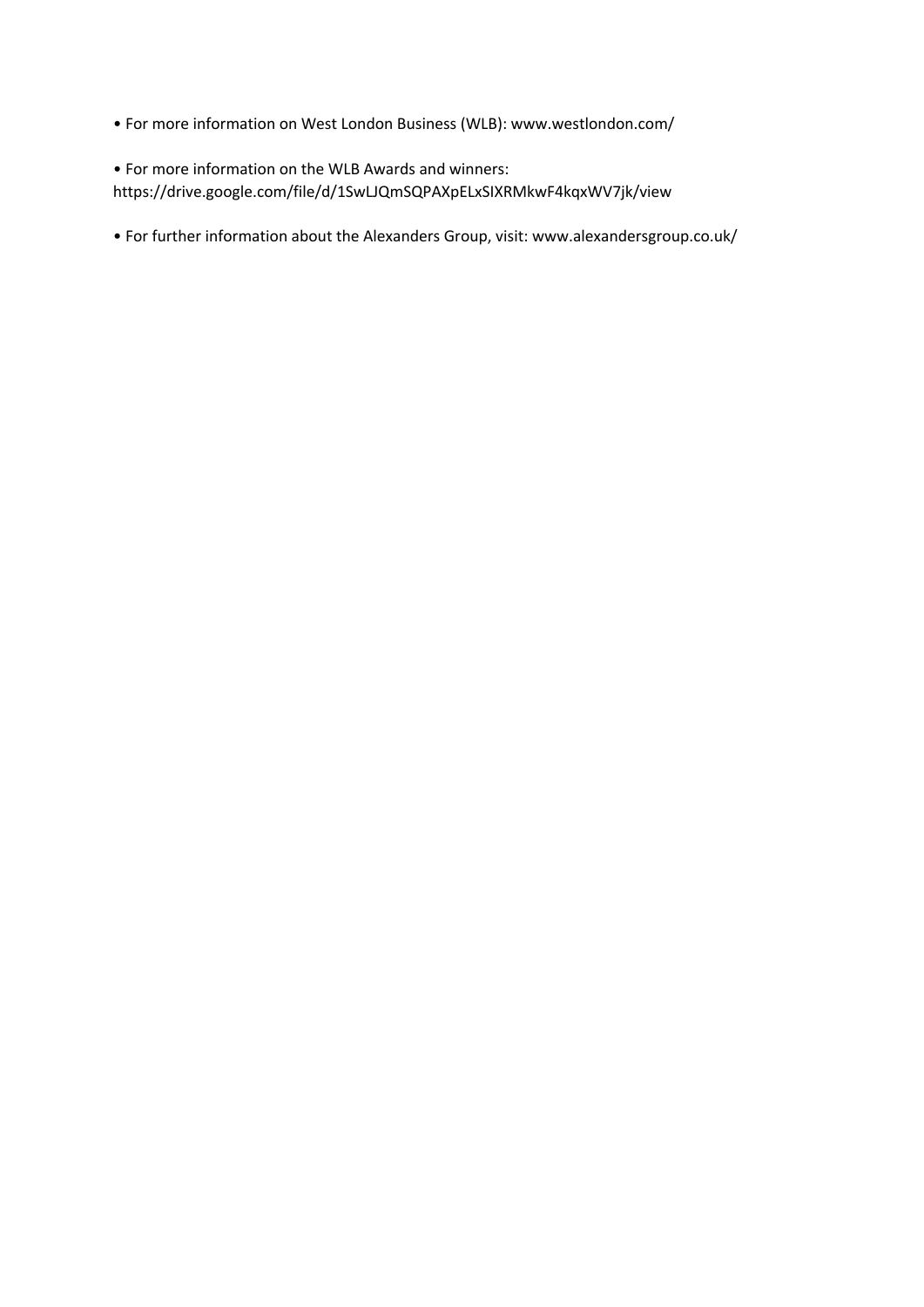- For more information on West London Business (WLB): www.westlondon.com/

- For more information on the WLB Awards and winners: https://drive.google.com/file/d/1SwLJQmSQPAXpELxSIXRMkwF4kqxWV7jk/view

- For further information about the Alexanders Group, visit: www.alexandersgroup.co.uk/